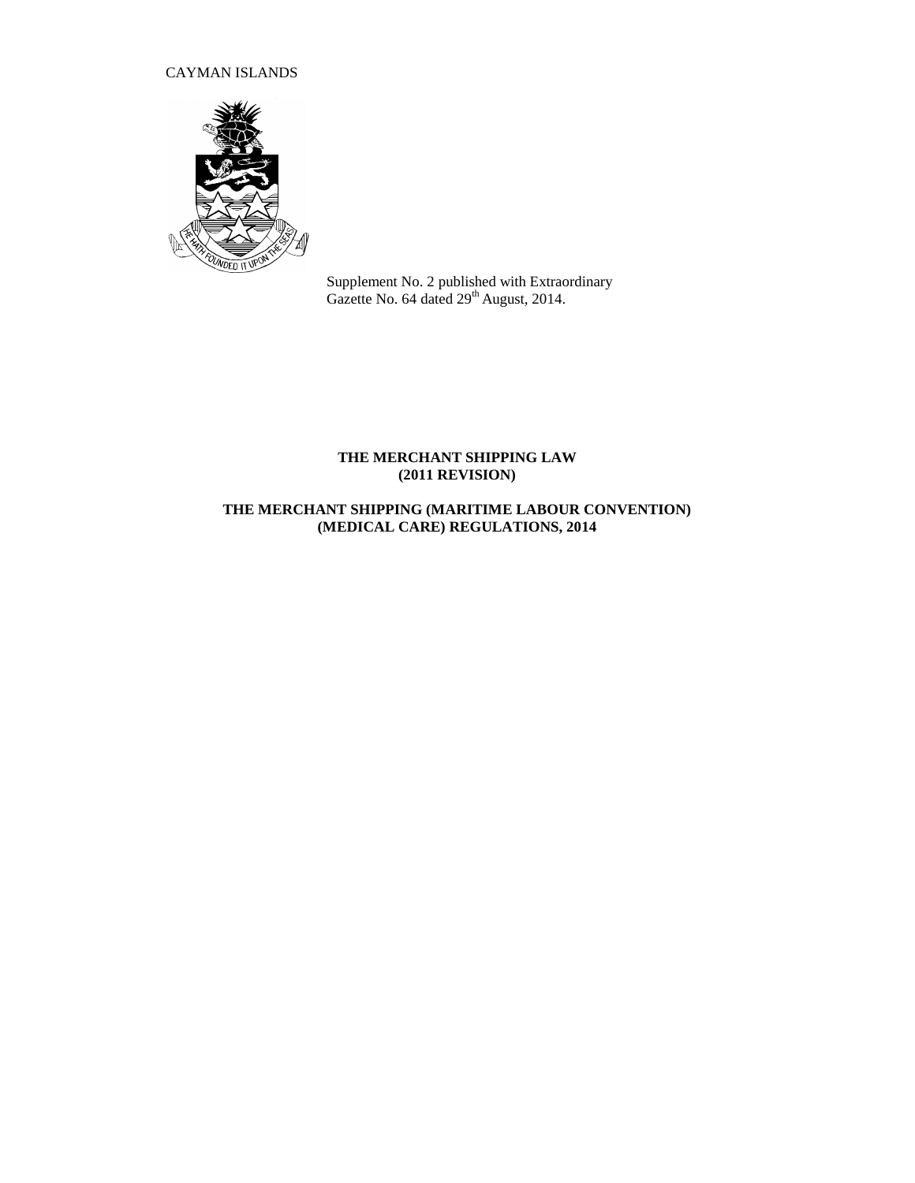CAYMAN ISLANDS

Supplement No. 2 published with Extraordinary Gazette No. 64 dated 29th August, 2014.

**THE MERCHANT SHIPPING LAW (2011 REVISION)**

**THE MERCHANT SHIPPING (MARITIME LABOUR CONVENTION) (MEDICAL CARE) REGULATIONS, 2014**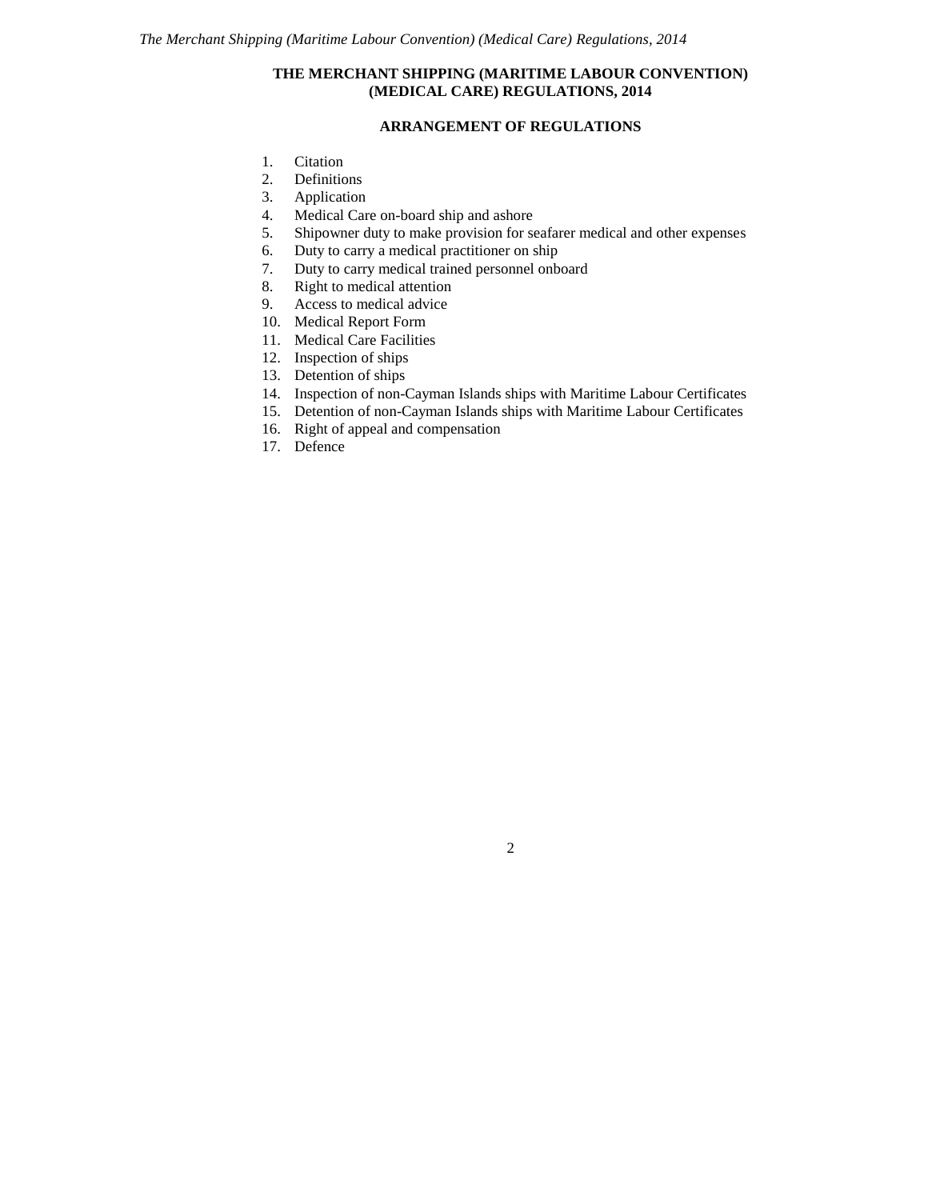# THE MERCHANT SHIPPING (MARITIME LABOUR CONVENTION) (MEDICAL CARE) REGULATIONS, 2014

## ARRANGEMENT OF REGULATIONS

1. Citation
2. Definitions
3. Application
4. Medical Care on-board ship and ashore
5. Shipowner duty to make provision for seafarer medical and other expenses
6. Duty to carry a medical practitioner on ship
7. Duty to carry medical trained personnel onboard
8. Right to medical attention
9. Access to medical advice
10. Medical Report Form
11. Medical Care Facilities
12. Inspection of ships
13. Detention of ships
14. Inspection of non-Cayman Islands ships with Maritime Labour Certificates
15. Detention of non-Cayman Islands ships with Maritime Labour Certificates
16. Right of appeal and compensation
17. Defence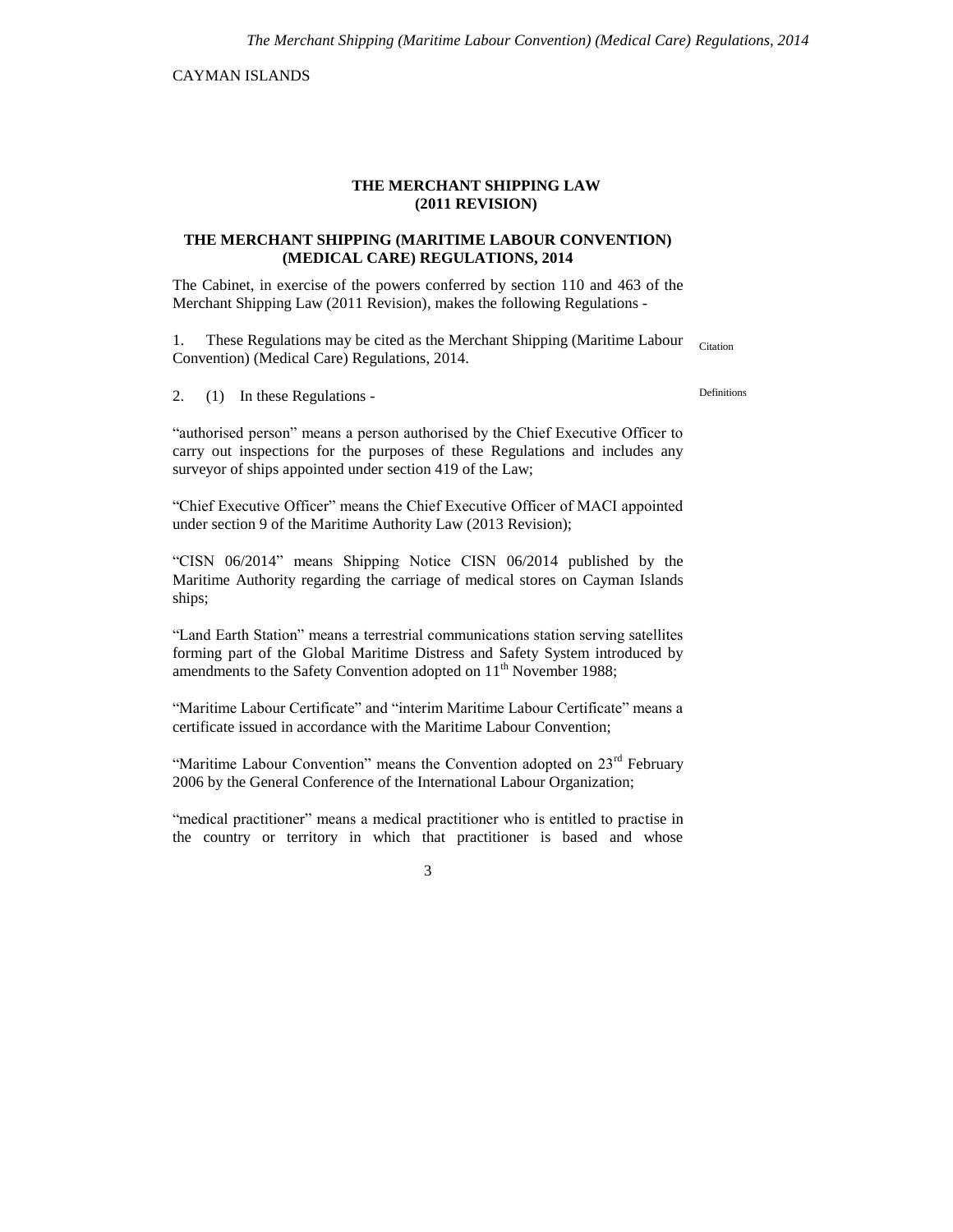CAYMAN ISLANDS

## THE MERCHANT SHIPPING LAW (2011 REVISION)

## THE MERCHANT SHIPPING (MARITIME LABOUR CONVENTION) (MEDICAL CARE) REGULATIONS, 2014

The Cabinet, in exercise of the powers conferred by section 110 and 463 of the Merchant Shipping Law (2011 Revision), makes the following Regulations -

Citation

1. These Regulations may be cited as the Merchant Shipping (Maritime Labour Convention) (Medical Care) Regulations, 2014.

Definitions

2. (1) In these Regulations -

"authorised person" means a person authorised by the Chief Executive Officer to carry out inspections for the purposes of these Regulations and includes any surveyor of ships appointed under section 419 of the Law;

"Chief Executive Officer" means the Chief Executive Officer of MACI appointed under section 9 of the Maritime Authority Law (2013 Revision);

"CISN 06/2014" means Shipping Notice CISN 06/2014 published by the Maritime Authority regarding the carriage of medical stores on Cayman Islands ships;

"Land Earth Station" means a terrestrial communications station serving satellites forming part of the Global Maritime Distress and Safety System introduced by amendments to the Safety Convention adopted on 11th November 1988;

"Maritime Labour Certificate" and "interim Maritime Labour Certificate" means a certificate issued in accordance with the Maritime Labour Convention;

"Maritime Labour Convention" means the Convention adopted on 23rd February 2006 by the General Conference of the International Labour Organization;

"medical practitioner" means a medical practitioner who is entitled to practise in the country or territory in which that practitioner is based and whose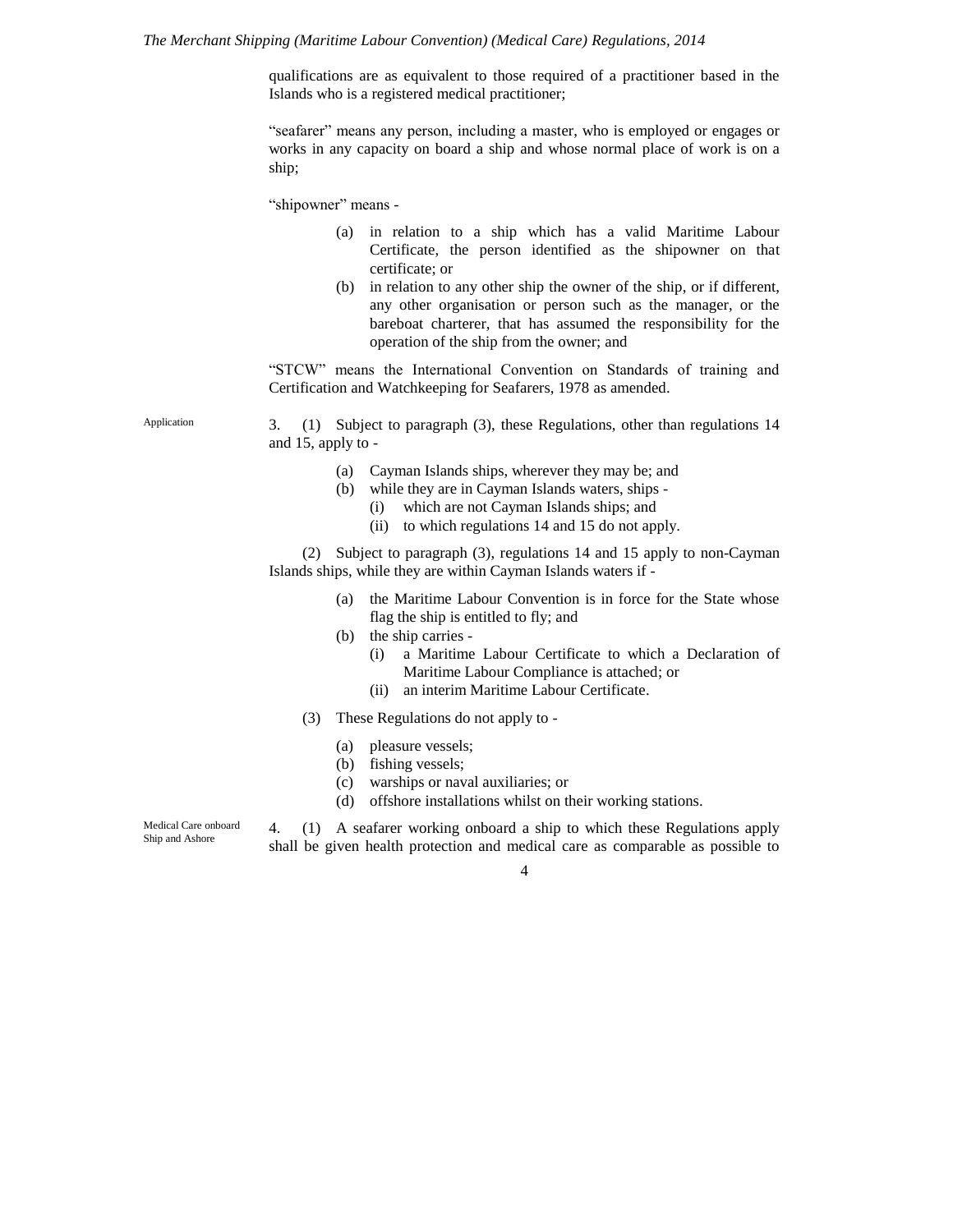qualifications are as equivalent to those required of a practitioner based in the Islands who is a registered medical practitioner;

"seafarer" means any person, including a master, who is employed or engages or works in any capacity on board a ship and whose normal place of work is on a ship;

"shipowner" means -

- (a) in relation to a ship which has a valid Maritime Labour Certificate, the person identified as the shipowner on that certificate; or
- (b) in relation to any other ship the owner of the ship, or if different, any other organisation or person such as the manager, or the bareboat charterer, that has assumed the responsibility for the operation of the ship from the owner; and

"STCW" means the International Convention on Standards of training and Certification and Watchkeeping for Seafarers, 1978 as amended.

Application

3. (1) Subject to paragraph (3), these Regulations, other than regulations 14 and 15, apply to -

- (a) Cayman Islands ships, wherever they may be; and
- (b) while they are in Cayman Islands waters, ships -
  - (i) which are not Cayman Islands ships; and
  - (ii) to which regulations 14 and 15 do not apply.

(2) Subject to paragraph (3), regulations 14 and 15 apply to non-Cayman Islands ships, while they are within Cayman Islands waters if -

- (a) the Maritime Labour Convention is in force for the State whose flag the ship is entitled to fly; and
- (b) the ship carries -
  - (i) a Maritime Labour Certificate to which a Declaration of Maritime Labour Compliance is attached; or
  - (ii) an interim Maritime Labour Certificate.

(3) These Regulations do not apply to -

- (a) pleasure vessels;
- (b) fishing vessels;
- (c) warships or naval auxiliaries; or
- (d) offshore installations whilst on their working stations.

Medical Care onboard Ship and Ashore

4. (1) A seafarer working onboard a ship to which these Regulations apply shall be given health protection and medical care as comparable as possible to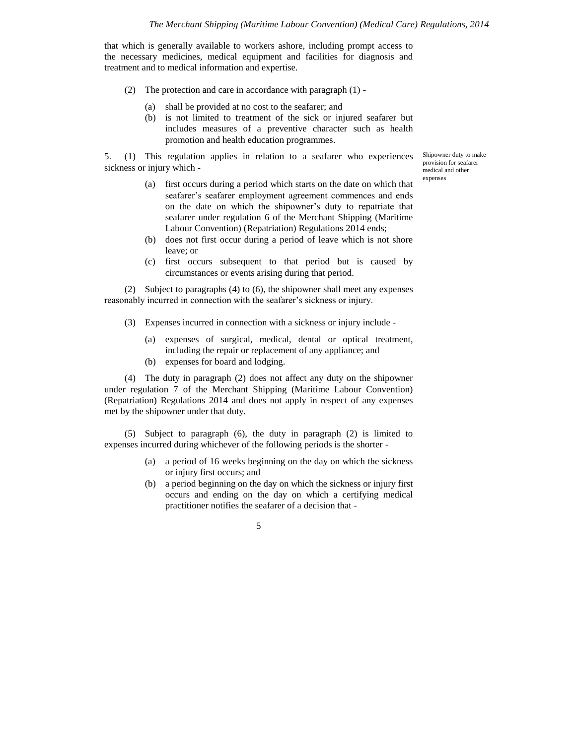that which is generally available to workers ashore, including prompt access to the necessary medicines, medical equipment and facilities for diagnosis and treatment and to medical information and expertise.

(2) The protection and care in accordance with paragraph (1) -

(a) shall be provided at no cost to the seafarer; and

(b) is not limited to treatment of the sick or injured seafarer but includes measures of a preventive character such as health promotion and health education programmes.

Shipowner duty to make provision for seafarer medical and other expenses

5. (1) This regulation applies in relation to a seafarer who experiences sickness or injury which -

(a) first occurs during a period which starts on the date on which that seafarer's seafarer employment agreement commences and ends on the date on which the shipowner's duty to repatriate that seafarer under regulation 6 of the Merchant Shipping (Maritime Labour Convention) (Repatriation) Regulations 2014 ends;

(b) does not first occur during a period of leave which is not shore leave; or

(c) first occurs subsequent to that period but is caused by circumstances or events arising during that period.

(2) Subject to paragraphs (4) to (6), the shipowner shall meet any expenses reasonably incurred in connection with the seafarer's sickness or injury.

(3) Expenses incurred in connection with a sickness or injury include -

(a) expenses of surgical, medical, dental or optical treatment, including the repair or replacement of any appliance; and

(b) expenses for board and lodging.

(4) The duty in paragraph (2) does not affect any duty on the shipowner under regulation 7 of the Merchant Shipping (Maritime Labour Convention) (Repatriation) Regulations 2014 and does not apply in respect of any expenses met by the shipowner under that duty.

(5) Subject to paragraph (6), the duty in paragraph (2) is limited to expenses incurred during whichever of the following periods is the shorter -

(a) a period of 16 weeks beginning on the day on which the sickness or injury first occurs; and

(b) a period beginning on the day on which the sickness or injury first occurs and ending on the day on which a certifying medical practitioner notifies the seafarer of a decision that -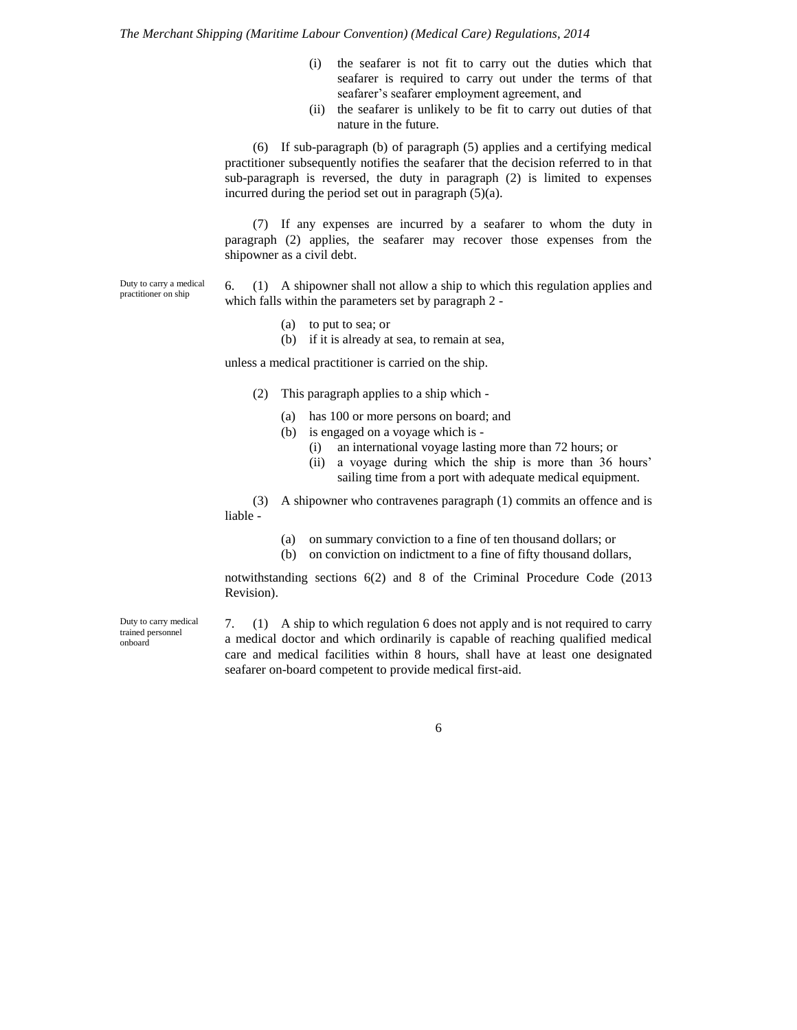(i) the seafarer is not fit to carry out the duties which that seafarer is required to carry out under the terms of that seafarer's seafarer employment agreement, and

(ii) the seafarer is unlikely to be fit to carry out duties of that nature in the future.

(6) If sub-paragraph (b) of paragraph (5) applies and a certifying medical practitioner subsequently notifies the seafarer that the decision referred to in that sub-paragraph is reversed, the duty in paragraph (2) is limited to expenses incurred during the period set out in paragraph (5)(a).

(7) If any expenses are incurred by a seafarer to whom the duty in paragraph (2) applies, the seafarer may recover those expenses from the shipowner as a civil debt.

*Duty to carry a medical practitioner on ship*

6. (1) A shipowner shall not allow a ship to which this regulation applies and which falls within the parameters set by paragraph 2 -

(a) to put to sea; or

(b) if it is already at sea, to remain at sea,

unless a medical practitioner is carried on the ship.

(2) This paragraph applies to a ship which -

(a) has 100 or more persons on board; and

(b) is engaged on a voyage which is -

(i) an international voyage lasting more than 72 hours; or

(ii) a voyage during which the ship is more than 36 hours' sailing time from a port with adequate medical equipment.

(3) A shipowner who contravenes paragraph (1) commits an offence and is liable -

(a) on summary conviction to a fine of ten thousand dollars; or

(b) on conviction on indictment to a fine of fifty thousand dollars,

notwithstanding sections 6(2) and 8 of the Criminal Procedure Code (2013 Revision).

*Duty to carry medical trained personnel onboard*

7. (1) A ship to which regulation 6 does not apply and is not required to carry a medical doctor and which ordinarily is capable of reaching qualified medical care and medical facilities within 8 hours, shall have at least one designated seafarer on-board competent to provide medical first-aid.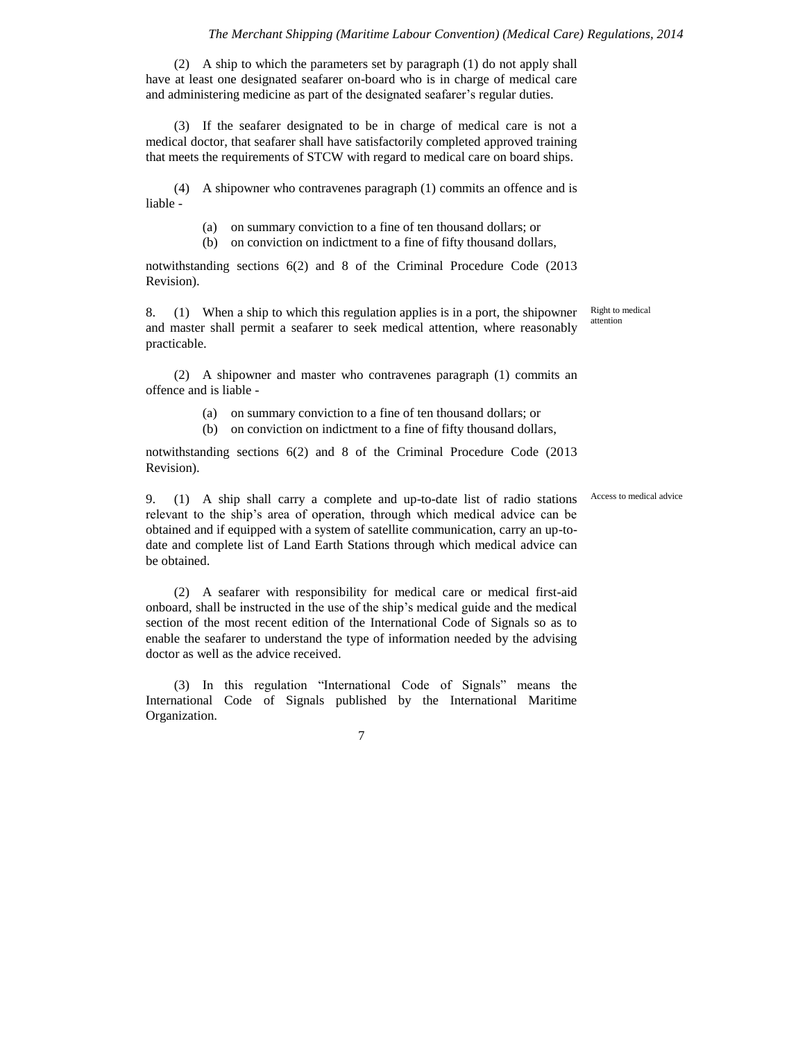(2) A ship to which the parameters set by paragraph (1) do not apply shall have at least one designated seafarer on-board who is in charge of medical care and administering medicine as part of the designated seafarer's regular duties.

(3) If the seafarer designated to be in charge of medical care is not a medical doctor, that seafarer shall have satisfactorily completed approved training that meets the requirements of STCW with regard to medical care on board ships.

(4) A shipowner who contravenes paragraph (1) commits an offence and is liable -

(a) on summary conviction to a fine of ten thousand dollars; or
(b) on conviction on indictment to a fine of fifty thousand dollars,

notwithstanding sections 6(2) and 8 of the Criminal Procedure Code (2013 Revision).

Right to medical attention

8. (1) When a ship to which this regulation applies is in a port, the shipowner and master shall permit a seafarer to seek medical attention, where reasonably practicable.

(2) A shipowner and master who contravenes paragraph (1) commits an offence and is liable -

(a) on summary conviction to a fine of ten thousand dollars; or
(b) on conviction on indictment to a fine of fifty thousand dollars,

notwithstanding sections 6(2) and 8 of the Criminal Procedure Code (2013 Revision).

Access to medical advice

9. (1) A ship shall carry a complete and up-to-date list of radio stations relevant to the ship's area of operation, through which medical advice can be obtained and if equipped with a system of satellite communication, carry an up-to-date and complete list of Land Earth Stations through which medical advice can be obtained.

(2) A seafarer with responsibility for medical care or medical first-aid onboard, shall be instructed in the use of the ship's medical guide and the medical section of the most recent edition of the International Code of Signals so as to enable the seafarer to understand the type of information needed by the advising doctor as well as the advice received.

(3) In this regulation "International Code of Signals" means the International Code of Signals published by the International Maritime Organization.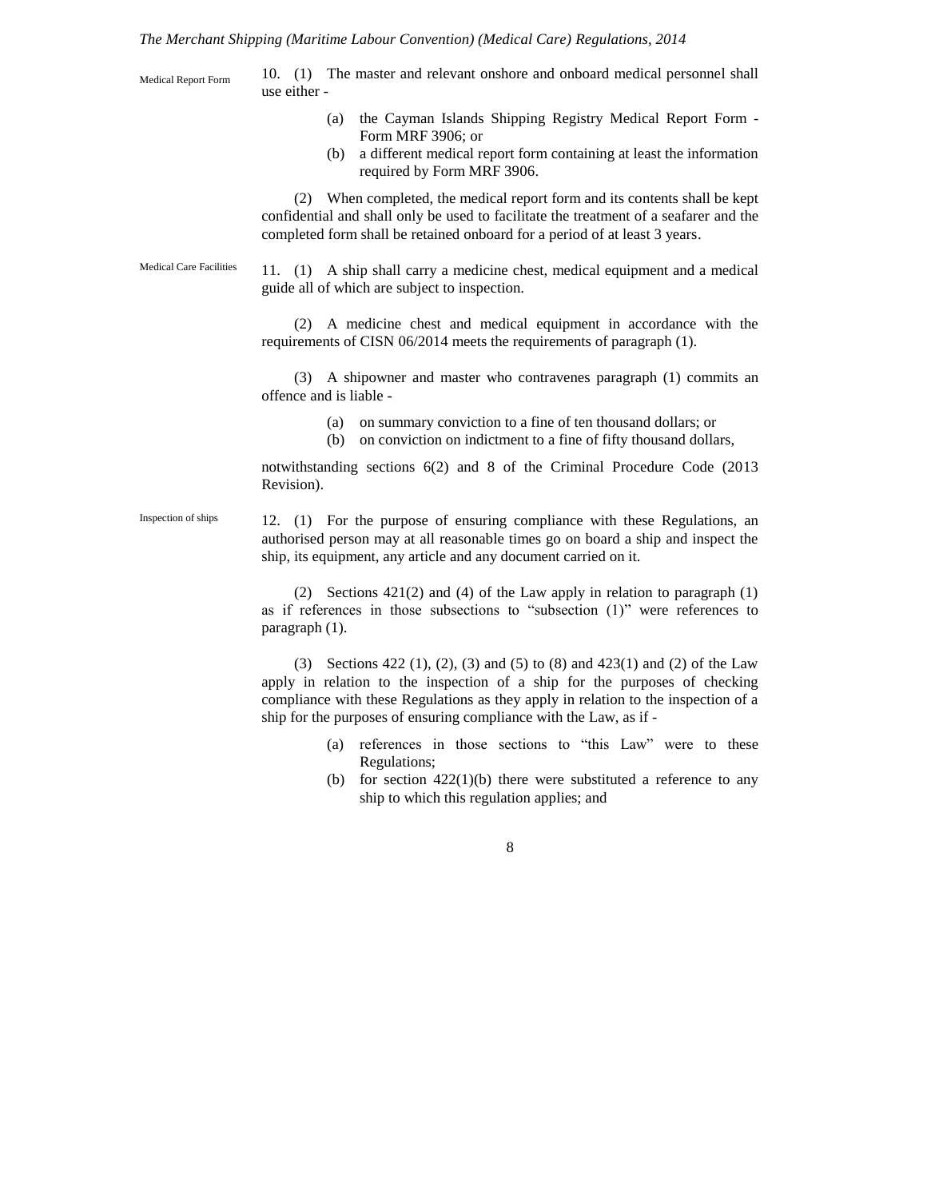**Medical Report Form**

10. (1) The master and relevant onshore and onboard medical personnel shall use either -

(a) the Cayman Islands Shipping Registry Medical Report Form - Form MRF 3906; or

(b) a different medical report form containing at least the information required by Form MRF 3906.

(2) When completed, the medical report form and its contents shall be kept confidential and shall only be used to facilitate the treatment of a seafarer and the completed form shall be retained onboard for a period of at least 3 years.

**Medical Care Facilities**

11. (1) A ship shall carry a medicine chest, medical equipment and a medical guide all of which are subject to inspection.

(2) A medicine chest and medical equipment in accordance with the requirements of CISN 06/2014 meets the requirements of paragraph (1).

(3) A shipowner and master who contravenes paragraph (1) commits an offence and is liable -

(a) on summary conviction to a fine of ten thousand dollars; or

(b) on conviction on indictment to a fine of fifty thousand dollars,

notwithstanding sections 6(2) and 8 of the Criminal Procedure Code (2013 Revision).

**Inspection of ships**

12. (1) For the purpose of ensuring compliance with these Regulations, an authorised person may at all reasonable times go on board a ship and inspect the ship, its equipment, any article and any document carried on it.

(2) Sections 421(2) and (4) of the Law apply in relation to paragraph (1) as if references in those subsections to "subsection (1)" were references to paragraph (1).

(3) Sections 422 (1), (2), (3) and (5) to (8) and 423(1) and (2) of the Law apply in relation to the inspection of a ship for the purposes of checking compliance with these Regulations as they apply in relation to the inspection of a ship for the purposes of ensuring compliance with the Law, as if -

(a) references in those sections to "this Law" were to these Regulations;

(b) for section 422(1)(b) there were substituted a reference to any ship to which this regulation applies; and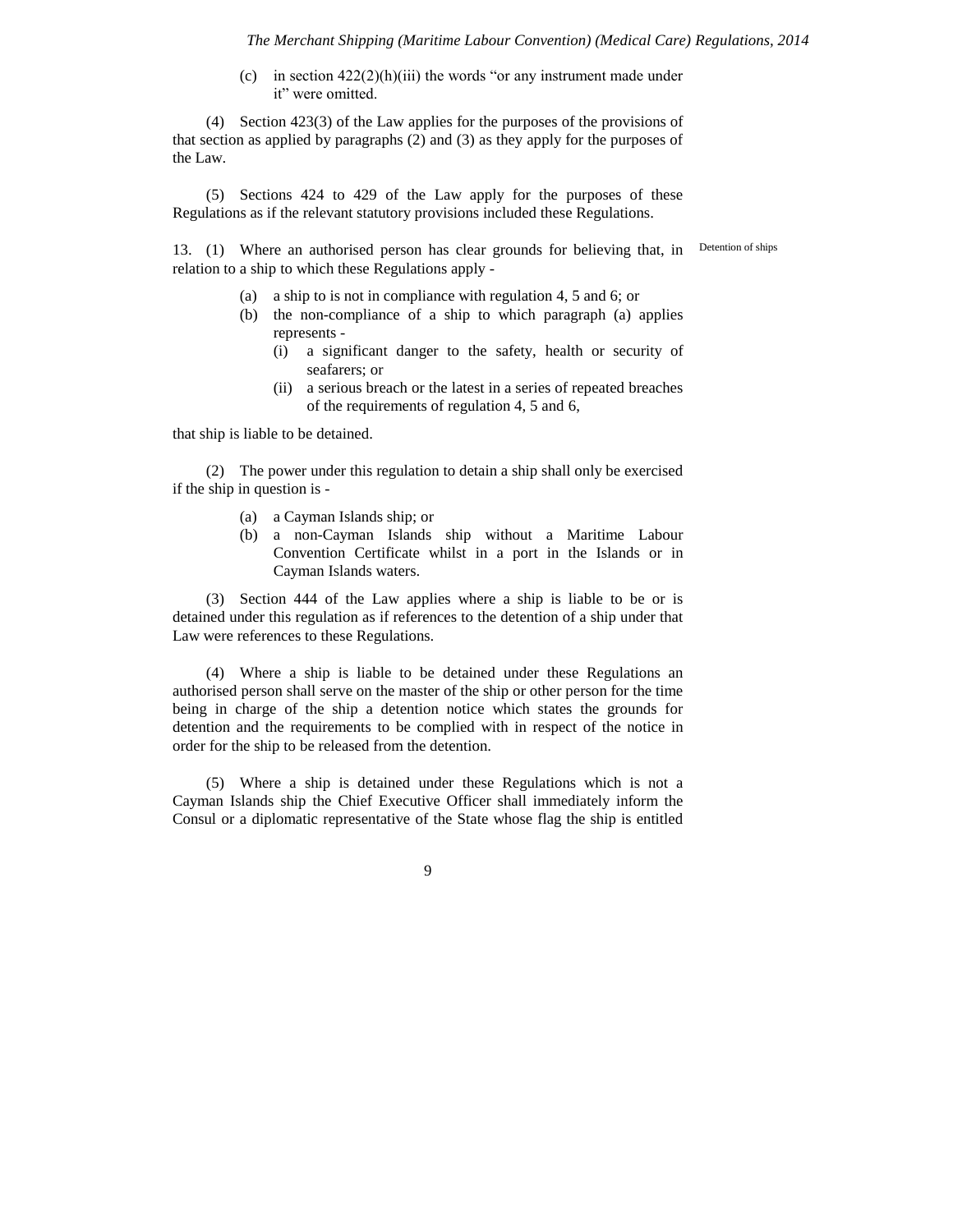(c) in section 422(2)(h)(iii) the words "or any instrument made under it" were omitted.

(4) Section 423(3) of the Law applies for the purposes of the provisions of that section as applied by paragraphs (2) and (3) as they apply for the purposes of the Law.

(5) Sections 424 to 429 of the Law apply for the purposes of these Regulations as if the relevant statutory provisions included these Regulations.

Detention of ships

13. (1) Where an authorised person has clear grounds for believing that, in relation to a ship to which these Regulations apply -

(a) a ship to is not in compliance with regulation 4, 5 and 6; or

(b) the non-compliance of a ship to which paragraph (a) applies represents -

(i) a significant danger to the safety, health or security of seafarers; or

(ii) a serious breach or the latest in a series of repeated breaches of the requirements of regulation 4, 5 and 6,

that ship is liable to be detained.

(2) The power under this regulation to detain a ship shall only be exercised if the ship in question is -

(a) a Cayman Islands ship; or

(b) a non-Cayman Islands ship without a Maritime Labour Convention Certificate whilst in a port in the Islands or in Cayman Islands waters.

(3) Section 444 of the Law applies where a ship is liable to be or is detained under this regulation as if references to the detention of a ship under that Law were references to these Regulations.

(4) Where a ship is liable to be detained under these Regulations an authorised person shall serve on the master of the ship or other person for the time being in charge of the ship a detention notice which states the grounds for detention and the requirements to be complied with in respect of the notice in order for the ship to be released from the detention.

(5) Where a ship is detained under these Regulations which is not a Cayman Islands ship the Chief Executive Officer shall immediately inform the Consul or a diplomatic representative of the State whose flag the ship is entitled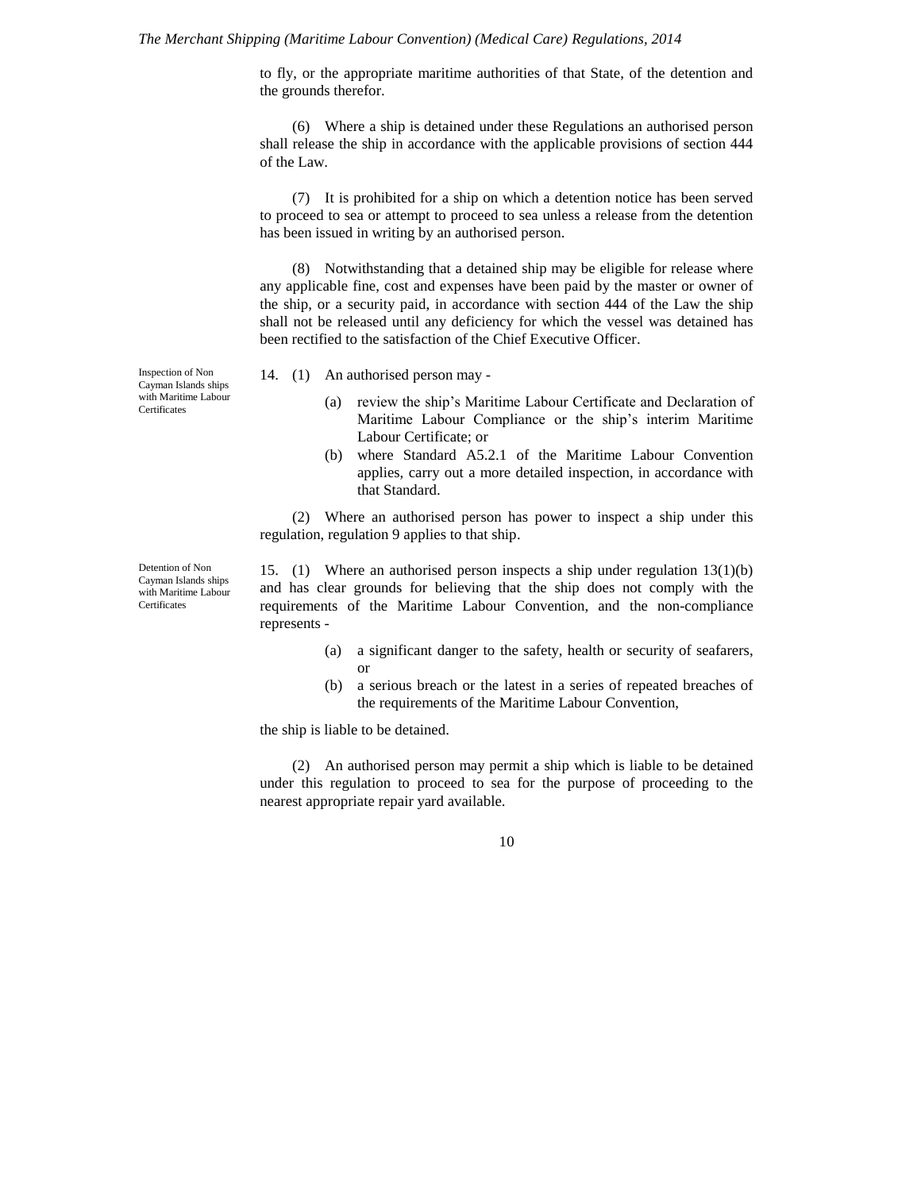to fly, or the appropriate maritime authorities of that State, of the detention and the grounds therefor.

(6) Where a ship is detained under these Regulations an authorised person shall release the ship in accordance with the applicable provisions of section 444 of the Law.

(7) It is prohibited for a ship on which a detention notice has been served to proceed to sea or attempt to proceed to sea unless a release from the detention has been issued in writing by an authorised person.

(8) Notwithstanding that a detained ship may be eligible for release where any applicable fine, cost and expenses have been paid by the master or owner of the ship, or a security paid, in accordance with section 444 of the Law the ship shall not be released until any deficiency for which the vessel was detained has been rectified to the satisfaction of the Chief Executive Officer.

*Inspection of Non Cayman Islands ships with Maritime Labour Certificates*

14. (1) An authorised person may -

- (a) review the ship's Maritime Labour Certificate and Declaration of Maritime Labour Compliance or the ship's interim Maritime Labour Certificate; or
- (b) where Standard A5.2.1 of the Maritime Labour Convention applies, carry out a more detailed inspection, in accordance with that Standard.

(2) Where an authorised person has power to inspect a ship under this regulation, regulation 9 applies to that ship.

*Detention of Non Cayman Islands ships with Maritime Labour Certificates*

15. (1) Where an authorised person inspects a ship under regulation 13(1)(b) and has clear grounds for believing that the ship does not comply with the requirements of the Maritime Labour Convention, and the non-compliance represents -

- (a) a significant danger to the safety, health or security of seafarers, or
- (b) a serious breach or the latest in a series of repeated breaches of the requirements of the Maritime Labour Convention,

the ship is liable to be detained.

(2) An authorised person may permit a ship which is liable to be detained under this regulation to proceed to sea for the purpose of proceeding to the nearest appropriate repair yard available.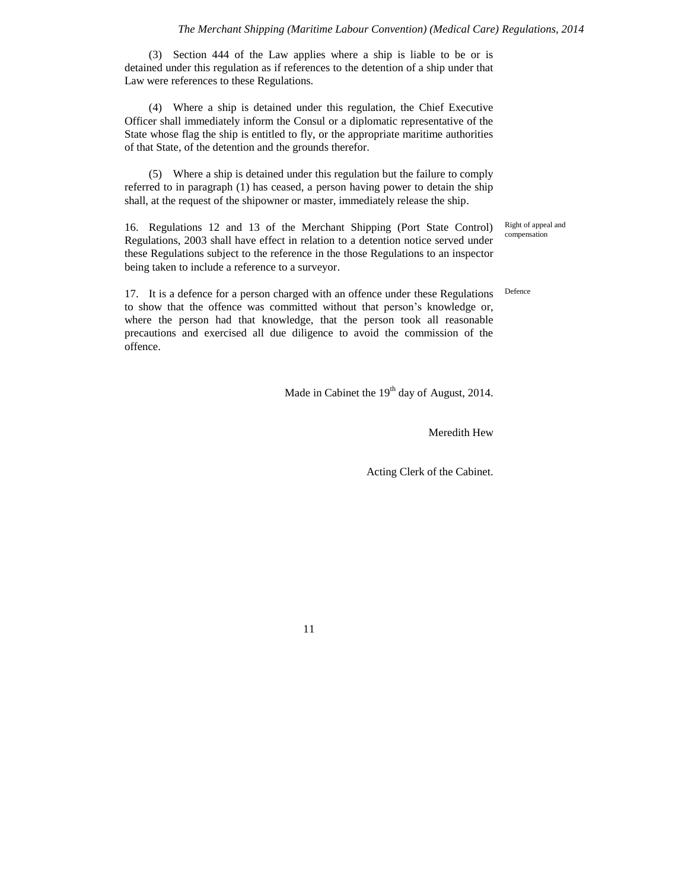(3) Section 444 of the Law applies where a ship is liable to be or is detained under this regulation as if references to the detention of a ship under that Law were references to these Regulations.

(4) Where a ship is detained under this regulation, the Chief Executive Officer shall immediately inform the Consul or a diplomatic representative of the State whose flag the ship is entitled to fly, or the appropriate maritime authorities of that State, of the detention and the grounds therefor.

(5) Where a ship is detained under this regulation but the failure to comply referred to in paragraph (1) has ceased, a person having power to detain the ship shall, at the request of the shipowner or master, immediately release the ship.

*Right of appeal and compensation*

16. Regulations 12 and 13 of the Merchant Shipping (Port State Control) Regulations, 2003 shall have effect in relation to a detention notice served under these Regulations subject to the reference in the those Regulations to an inspector being taken to include a reference to a surveyor.

*Defence*

17. It is a defence for a person charged with an offence under these Regulations to show that the offence was committed without that person's knowledge or, where the person had that knowledge, that the person took all reasonable precautions and exercised all due diligence to avoid the commission of the offence.

Made in Cabinet the 19th day of August, 2014.

Meredith Hew

Acting Clerk of the Cabinet.